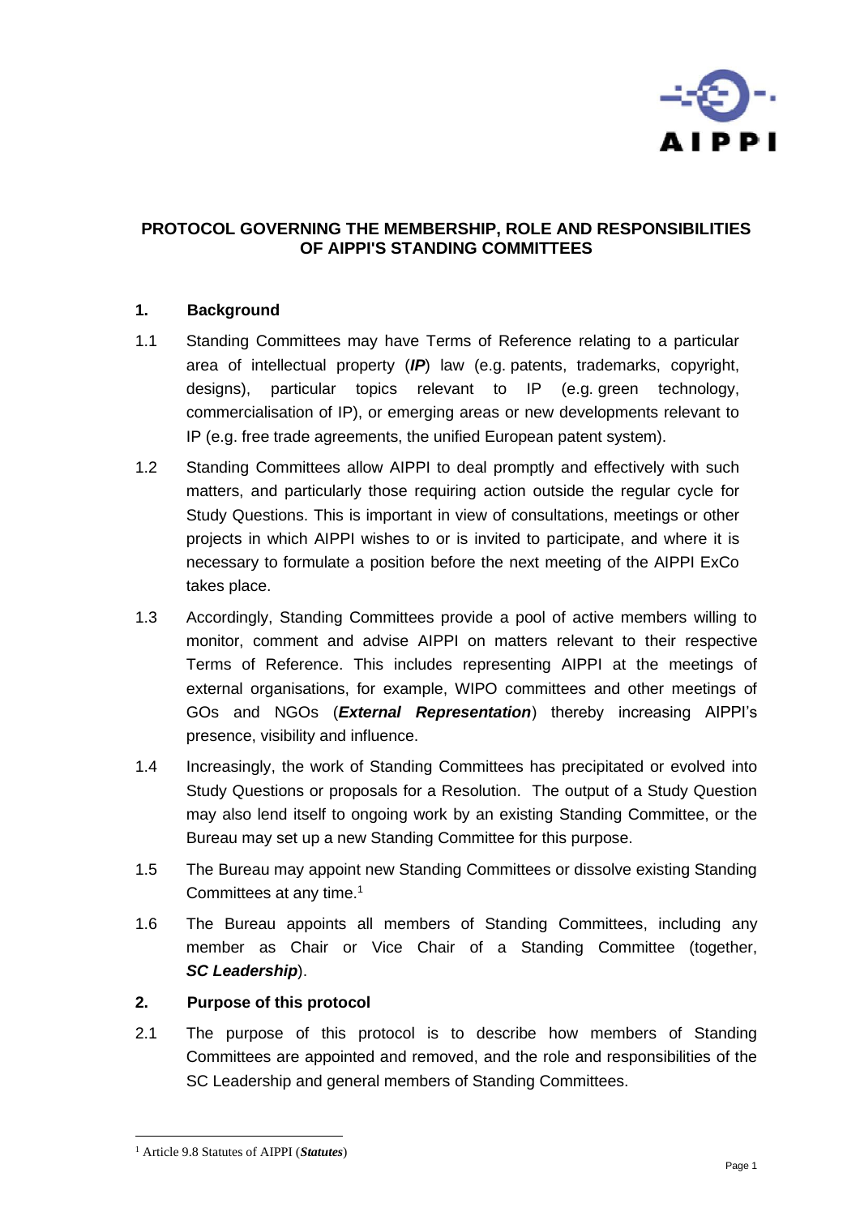# PROTOCOL GOVERNING THE MEMBERSHIP, ROLE AND RESPONSIBILITIES OF AIPPI'S STANDING COMMITTEES

## 1. Background

1.1 Standing Committees may have Terms of Reference relating to a particular area of intellectual property (***IP***) law (e.g. patents, trademarks, copyright, designs), particular topics relevant to IP (e.g. green technology, commercialisation of IP), or emerging areas or new developments relevant to IP (e.g. free trade agreements, the unified European patent system).

1.2 Standing Committees allow AIPPI to deal promptly and effectively with such matters, and particularly those requiring action outside the regular cycle for Study Questions. This is important in view of consultations, meetings or other projects in which AIPPI wishes to or is invited to participate, and where it is necessary to formulate a position before the next meeting of the AIPPI ExCo takes place.

1.3 Accordingly, Standing Committees provide a pool of active members willing to monitor, comment and advise AIPPI on matters relevant to their respective Terms of Reference. This includes representing AIPPI at the meetings of external organisations, for example, WIPO committees and other meetings of GOs and NGOs (***External Representation***) thereby increasing AIPPI's presence, visibility and influence.

1.4 Increasingly, the work of Standing Committees has precipitated or evolved into Study Questions or proposals for a Resolution. The output of a Study Question may also lend itself to ongoing work by an existing Standing Committee, or the Bureau may set up a new Standing Committee for this purpose.

1.5 The Bureau may appoint new Standing Committees or dissolve existing Standing Committees at any time.[1]

1.6 The Bureau appoints all members of Standing Committees, including any member as Chair or Vice Chair of a Standing Committee (together, ***SC Leadership***).

## 2. Purpose of this protocol

2.1 The purpose of this protocol is to describe how members of Standing Committees are appointed and removed, and the role and responsibilities of the SC Leadership and general members of Standing Committees.

---

[1] Article 9.8 Statutes of AIPPI (***Statutes***)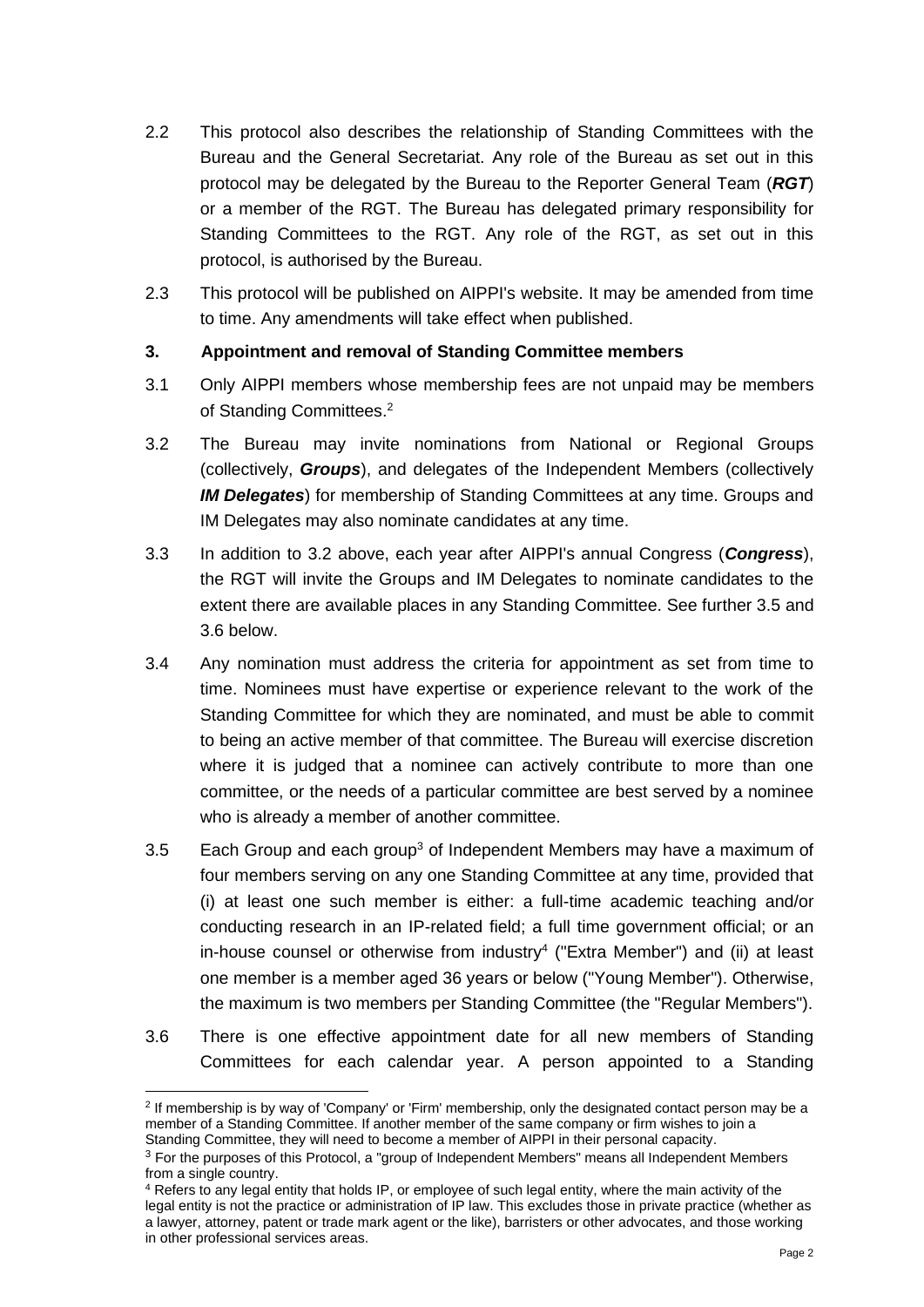2.2 This protocol also describes the relationship of Standing Committees with the Bureau and the General Secretariat. Any role of the Bureau as set out in this protocol may be delegated by the Bureau to the Reporter General Team (***RGT***) or a member of the RGT. The Bureau has delegated primary responsibility for Standing Committees to the RGT. Any role of the RGT, as set out in this protocol, is authorised by the Bureau.

2.3 This protocol will be published on AIPPI's website. It may be amended from time to time. Any amendments will take effect when published.

## 3. Appointment and removal of Standing Committee members

3.1 Only AIPPI members whose membership fees are not unpaid may be members of Standing Committees.[2]

3.2 The Bureau may invite nominations from National or Regional Groups (collectively, ***Groups***), and delegates of the Independent Members (collectively ***IM Delegates***) for membership of Standing Committees at any time. Groups and IM Delegates may also nominate candidates at any time.

3.3 In addition to 3.2 above, each year after AIPPI's annual Congress (***Congress***), the RGT will invite the Groups and IM Delegates to nominate candidates to the extent there are available places in any Standing Committee. See further 3.5 and 3.6 below.

3.4 Any nomination must address the criteria for appointment as set from time to time. Nominees must have expertise or experience relevant to the work of the Standing Committee for which they are nominated, and must be able to commit to being an active member of that committee. The Bureau will exercise discretion where it is judged that a nominee can actively contribute to more than one committee, or the needs of a particular committee are best served by a nominee who is already a member of another committee.

3.5 Each Group and each group[3] of Independent Members may have a maximum of four members serving on any one Standing Committee at any time, provided that (i) at least one such member is either: a full-time academic teaching and/or conducting research in an IP-related field; a full time government official; or an in-house counsel or otherwise from industry[4] ("Extra Member") and (ii) at least one member is a member aged 36 years or below ("Young Member"). Otherwise, the maximum is two members per Standing Committee (the "Regular Members").

3.6 There is one effective appointment date for all new members of Standing Committees for each calendar year. A person appointed to a Standing

---

[2] If membership is by way of 'Company' or 'Firm' membership, only the designated contact person may be a member of a Standing Committee. If another member of the same company or firm wishes to join a Standing Committee, they will need to become a member of AIPPI in their personal capacity.

[3] For the purposes of this Protocol, a "group of Independent Members" means all Independent Members from a single country.

[4] Refers to any legal entity that holds IP, or employee of such legal entity, where the main activity of the legal entity is not the practice or administration of IP law. This excludes those in private practice (whether as a lawyer, attorney, patent or trade mark agent or the like), barristers or other advocates, and those working in other professional services areas.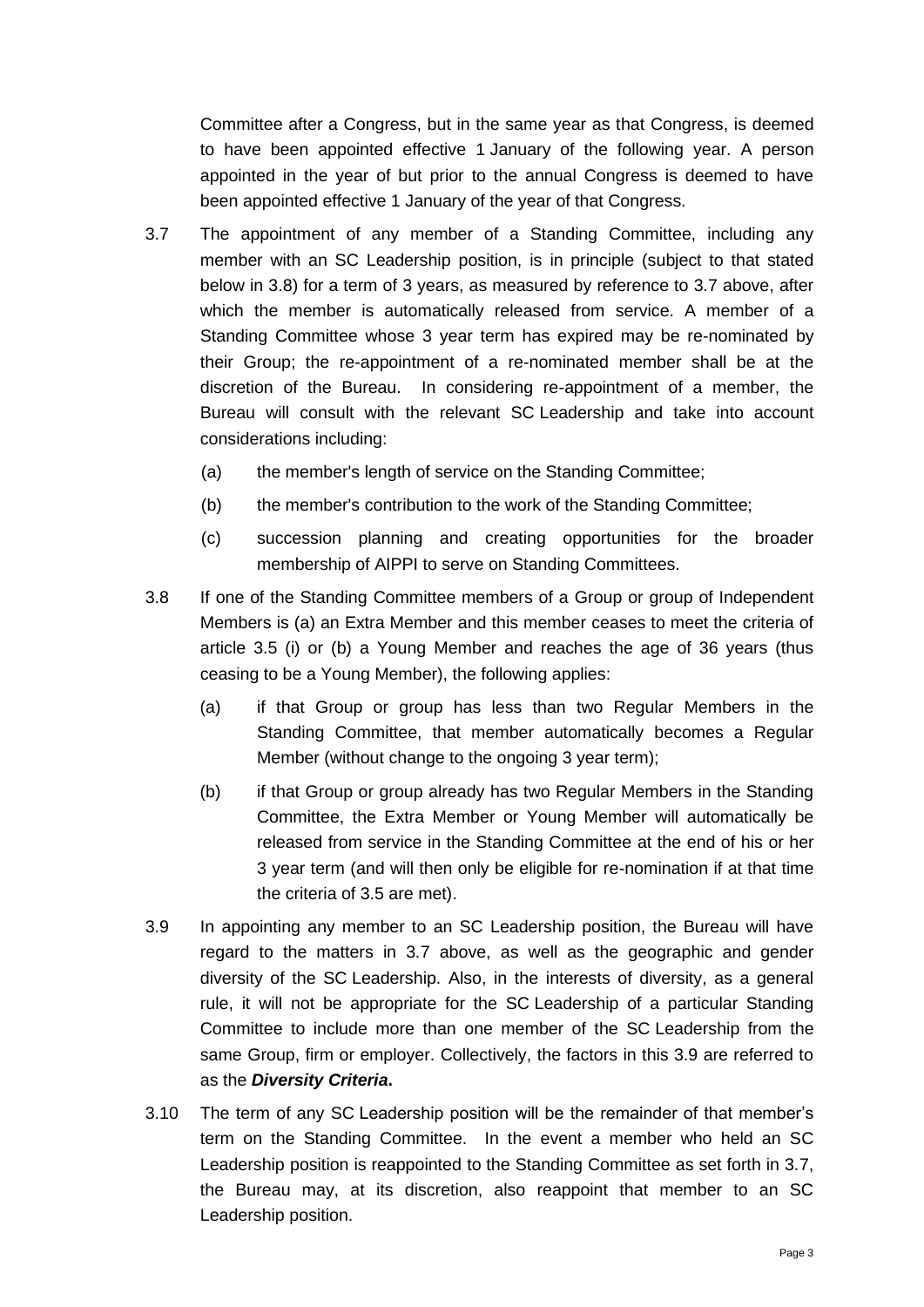Committee after a Congress, but in the same year as that Congress, is deemed to have been appointed effective 1 January of the following year. A person appointed in the year of but prior to the annual Congress is deemed to have been appointed effective 1 January of the year of that Congress.

3.7 The appointment of any member of a Standing Committee, including any member with an SC Leadership position, is in principle (subject to that stated below in 3.8) for a term of 3 years, as measured by reference to 3.7 above, after which the member is automatically released from service. A member of a Standing Committee whose 3 year term has expired may be re-nominated by their Group; the re-appointment of a re-nominated member shall be at the discretion of the Bureau. In considering re-appointment of a member, the Bureau will consult with the relevant SC Leadership and take into account considerations including:

   (a) the member's length of service on the Standing Committee;

   (b) the member's contribution to the work of the Standing Committee;

   (c) succession planning and creating opportunities for the broader membership of AIPPI to serve on Standing Committees.

3.8 If one of the Standing Committee members of a Group or group of Independent Members is (a) an Extra Member and this member ceases to meet the criteria of article 3.5 (i) or (b) a Young Member and reaches the age of 36 years (thus ceasing to be a Young Member), the following applies:

   (a) if that Group or group has less than two Regular Members in the Standing Committee, that member automatically becomes a Regular Member (without change to the ongoing 3 year term);

   (b) if that Group or group already has two Regular Members in the Standing Committee, the Extra Member or Young Member will automatically be released from service in the Standing Committee at the end of his or her 3 year term (and will then only be eligible for re-nomination if at that time the criteria of 3.5 are met).

3.9 In appointing any member to an SC Leadership position, the Bureau will have regard to the matters in 3.7 above, as well as the geographic and gender diversity of the SC Leadership. Also, in the interests of diversity, as a general rule, it will not be appropriate for the SC Leadership of a particular Standing Committee to include more than one member of the SC Leadership from the same Group, firm or employer. Collectively, the factors in this 3.9 are referred to as the ***Diversity Criteria*****.**

3.10 The term of any SC Leadership position will be the remainder of that member's term on the Standing Committee. In the event a member who held an SC Leadership position is reappointed to the Standing Committee as set forth in 3.7, the Bureau may, at its discretion, also reappoint that member to an SC Leadership position.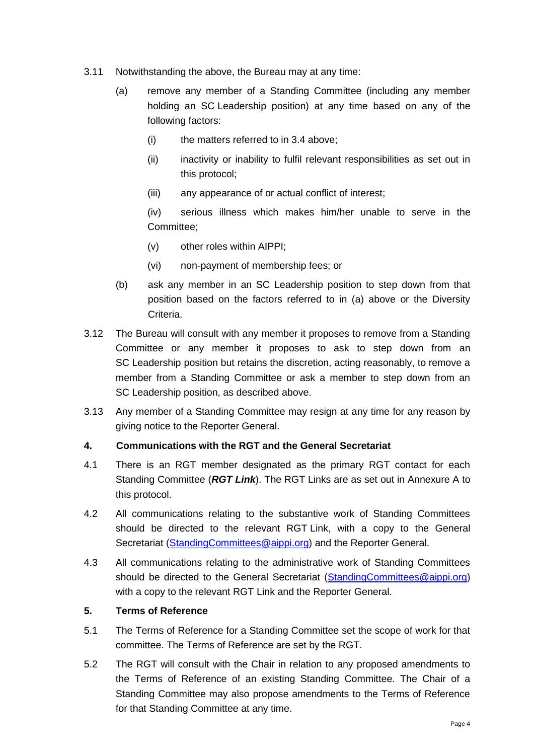3.11 Notwithstanding the above, the Bureau may at any time:

(a) remove any member of a Standing Committee (including any member holding an SC Leadership position) at any time based on any of the following factors:

(i) the matters referred to in 3.4 above;

(ii) inactivity or inability to fulfil relevant responsibilities as set out in this protocol;

(iii) any appearance of or actual conflict of interest;

(iv) serious illness which makes him/her unable to serve in the Committee;

(v) other roles within AIPPI;

(vi) non-payment of membership fees; or

(b) ask any member in an SC Leadership position to step down from that position based on the factors referred to in (a) above or the Diversity Criteria.

3.12 The Bureau will consult with any member it proposes to remove from a Standing Committee or any member it proposes to ask to step down from an SC Leadership position but retains the discretion, acting reasonably, to remove a member from a Standing Committee or ask a member to step down from an SC Leadership position, as described above.

3.13 Any member of a Standing Committee may resign at any time for any reason by giving notice to the Reporter General.

## 4. Communications with the RGT and the General Secretariat

4.1 There is an RGT member designated as the primary RGT contact for each Standing Committee (***RGT Link***). The RGT Links are as set out in Annexure A to this protocol.

4.2 All communications relating to the substantive work of Standing Committees should be directed to the relevant RGT Link, with a copy to the General Secretariat (StandingCommittees@aippi.org) and the Reporter General.

4.3 All communications relating to the administrative work of Standing Committees should be directed to the General Secretariat (StandingCommittees@aippi.org) with a copy to the relevant RGT Link and the Reporter General.

## 5. Terms of Reference

5.1 The Terms of Reference for a Standing Committee set the scope of work for that committee. The Terms of Reference are set by the RGT.

5.2 The RGT will consult with the Chair in relation to any proposed amendments to the Terms of Reference of an existing Standing Committee. The Chair of a Standing Committee may also propose amendments to the Terms of Reference for that Standing Committee at any time.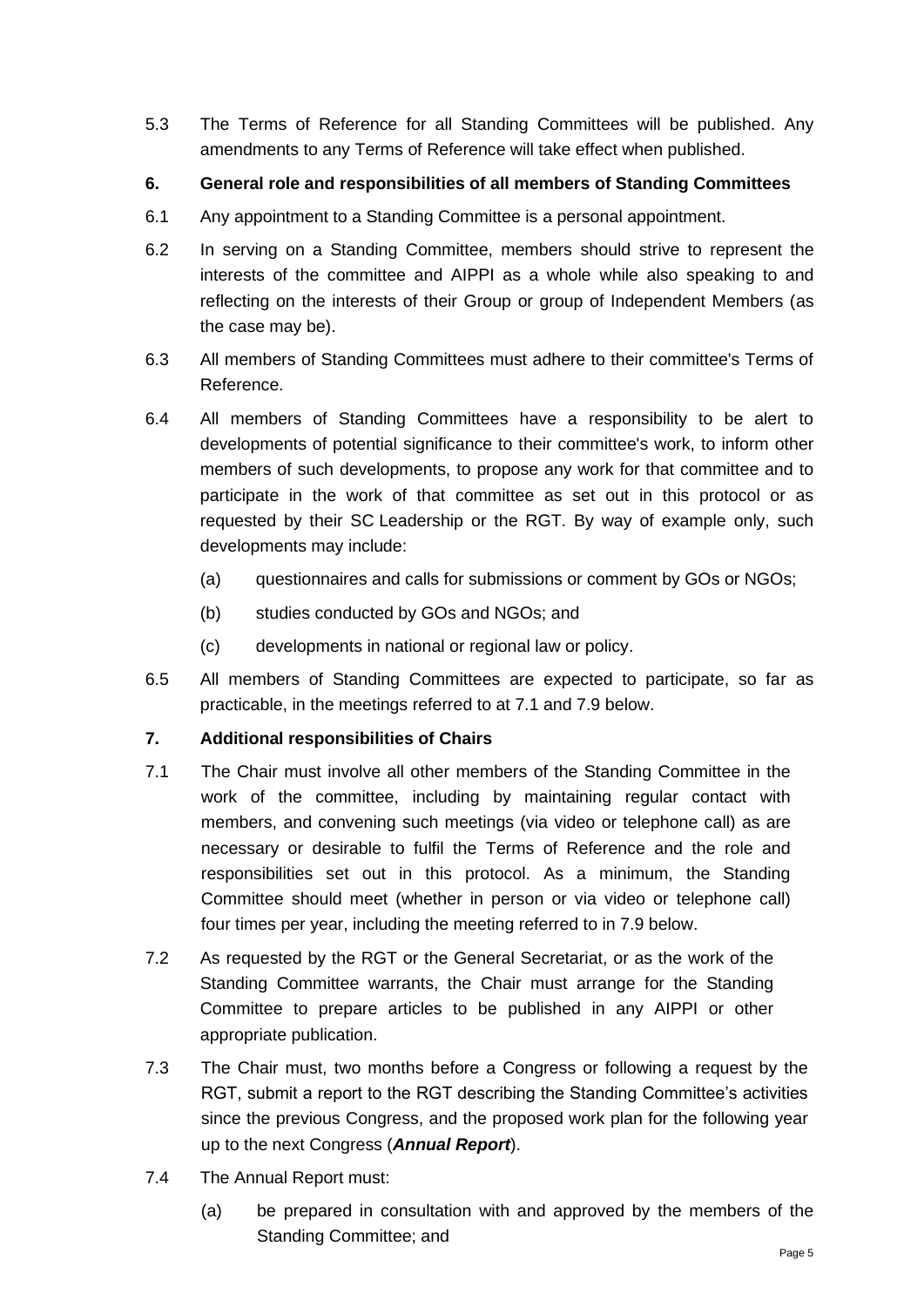5.3 The Terms of Reference for all Standing Committees will be published. Any amendments to any Terms of Reference will take effect when published.

## 6. General role and responsibilities of all members of Standing Committees

6.1 Any appointment to a Standing Committee is a personal appointment.

6.2 In serving on a Standing Committee, members should strive to represent the interests of the committee and AIPPI as a whole while also speaking to and reflecting on the interests of their Group or group of Independent Members (as the case may be).

6.3 All members of Standing Committees must adhere to their committee's Terms of Reference.

6.4 All members of Standing Committees have a responsibility to be alert to developments of potential significance to their committee's work, to inform other members of such developments, to propose any work for that committee and to participate in the work of that committee as set out in this protocol or as requested by their SC Leadership or the RGT. By way of example only, such developments may include:

(a) questionnaires and calls for submissions or comment by GOs or NGOs;

(b) studies conducted by GOs and NGOs; and

(c) developments in national or regional law or policy.

6.5 All members of Standing Committees are expected to participate, so far as practicable, in the meetings referred to at 7.1 and 7.9 below.

## 7. Additional responsibilities of Chairs

7.1 The Chair must involve all other members of the Standing Committee in the work of the committee, including by maintaining regular contact with members, and convening such meetings (via video or telephone call) as are necessary or desirable to fulfil the Terms of Reference and the role and responsibilities set out in this protocol. As a minimum, the Standing Committee should meet (whether in person or via video or telephone call) four times per year, including the meeting referred to in 7.9 below.

7.2 As requested by the RGT or the General Secretariat, or as the work of the Standing Committee warrants, the Chair must arrange for the Standing Committee to prepare articles to be published in any AIPPI or other appropriate publication.

7.3 The Chair must, two months before a Congress or following a request by the RGT, submit a report to the RGT describing the Standing Committee's activities since the previous Congress, and the proposed work plan for the following year up to the next Congress (***Annual Report***).

7.4 The Annual Report must:

(a) be prepared in consultation with and approved by the members of the Standing Committee; and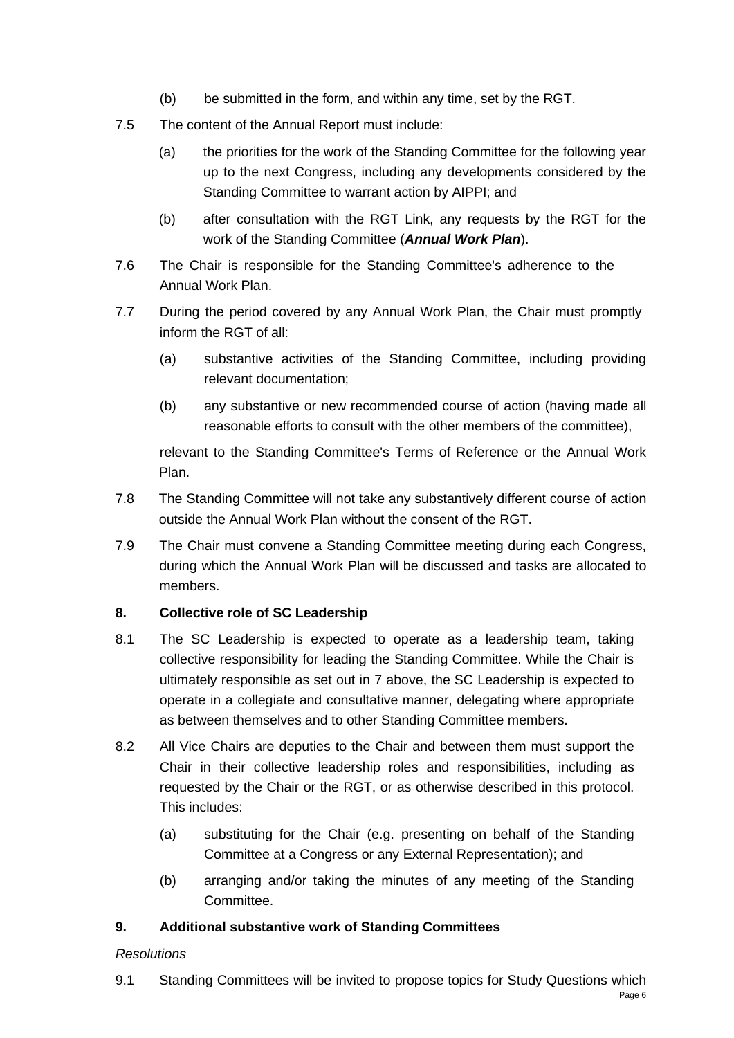(b) be submitted in the form, and within any time, set by the RGT.

7.5 The content of the Annual Report must include:

(a) the priorities for the work of the Standing Committee for the following year up to the next Congress, including any developments considered by the Standing Committee to warrant action by AIPPI; and

(b) after consultation with the RGT Link, any requests by the RGT for the work of the Standing Committee (***Annual Work Plan***).

7.6 The Chair is responsible for the Standing Committee's adherence to the Annual Work Plan.

7.7 During the period covered by any Annual Work Plan, the Chair must promptly inform the RGT of all:

(a) substantive activities of the Standing Committee, including providing relevant documentation;

(b) any substantive or new recommended course of action (having made all reasonable efforts to consult with the other members of the committee),

relevant to the Standing Committee's Terms of Reference or the Annual Work Plan.

7.8 The Standing Committee will not take any substantively different course of action outside the Annual Work Plan without the consent of the RGT.

7.9 The Chair must convene a Standing Committee meeting during each Congress, during which the Annual Work Plan will be discussed and tasks are allocated to members.

### 8. Collective role of SC Leadership

8.1 The SC Leadership is expected to operate as a leadership team, taking collective responsibility for leading the Standing Committee. While the Chair is ultimately responsible as set out in 7 above, the SC Leadership is expected to operate in a collegiate and consultative manner, delegating where appropriate as between themselves and to other Standing Committee members.

8.2 All Vice Chairs are deputies to the Chair and between them must support the Chair in their collective leadership roles and responsibilities, including as requested by the Chair or the RGT, or as otherwise described in this protocol. This includes:

(a) substituting for the Chair (e.g. presenting on behalf of the Standing Committee at a Congress or any External Representation); and

(b) arranging and/or taking the minutes of any meeting of the Standing Committee.

### 9. Additional substantive work of Standing Committees

*Resolutions*

9.1 Standing Committees will be invited to propose topics for Study Questions which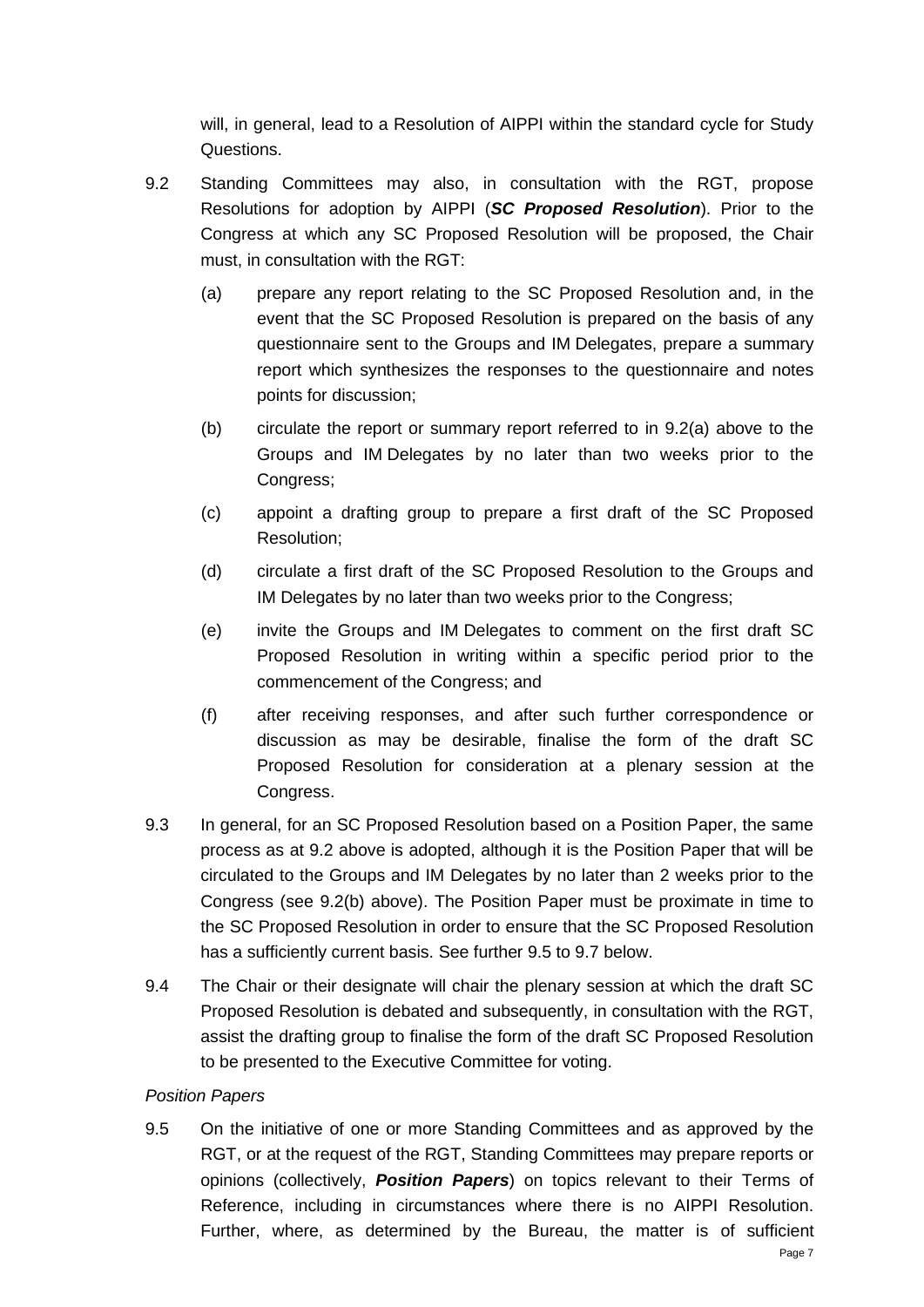will, in general, lead to a Resolution of AIPPI within the standard cycle for Study Questions.

9.2 Standing Committees may also, in consultation with the RGT, propose Resolutions for adoption by AIPPI (***SC Proposed Resolution***). Prior to the Congress at which any SC Proposed Resolution will be proposed, the Chair must, in consultation with the RGT:

(a) prepare any report relating to the SC Proposed Resolution and, in the event that the SC Proposed Resolution is prepared on the basis of any questionnaire sent to the Groups and IM Delegates, prepare a summary report which synthesizes the responses to the questionnaire and notes points for discussion;

(b) circulate the report or summary report referred to in 9.2(a) above to the Groups and IM Delegates by no later than two weeks prior to the Congress;

(c) appoint a drafting group to prepare a first draft of the SC Proposed Resolution;

(d) circulate a first draft of the SC Proposed Resolution to the Groups and IM Delegates by no later than two weeks prior to the Congress;

(e) invite the Groups and IM Delegates to comment on the first draft SC Proposed Resolution in writing within a specific period prior to the commencement of the Congress; and

(f) after receiving responses, and after such further correspondence or discussion as may be desirable, finalise the form of the draft SC Proposed Resolution for consideration at a plenary session at the Congress.

9.3 In general, for an SC Proposed Resolution based on a Position Paper, the same process as at 9.2 above is adopted, although it is the Position Paper that will be circulated to the Groups and IM Delegates by no later than 2 weeks prior to the Congress (see 9.2(b) above). The Position Paper must be proximate in time to the SC Proposed Resolution in order to ensure that the SC Proposed Resolution has a sufficiently current basis. See further 9.5 to 9.7 below.

9.4 The Chair or their designate will chair the plenary session at which the draft SC Proposed Resolution is debated and subsequently, in consultation with the RGT, assist the drafting group to finalise the form of the draft SC Proposed Resolution to be presented to the Executive Committee for voting.

*Position Papers*

9.5 On the initiative of one or more Standing Committees and as approved by the RGT, or at the request of the RGT, Standing Committees may prepare reports or opinions (collectively, ***Position Papers***) on topics relevant to their Terms of Reference, including in circumstances where there is no AIPPI Resolution. Further, where, as determined by the Bureau, the matter is of sufficient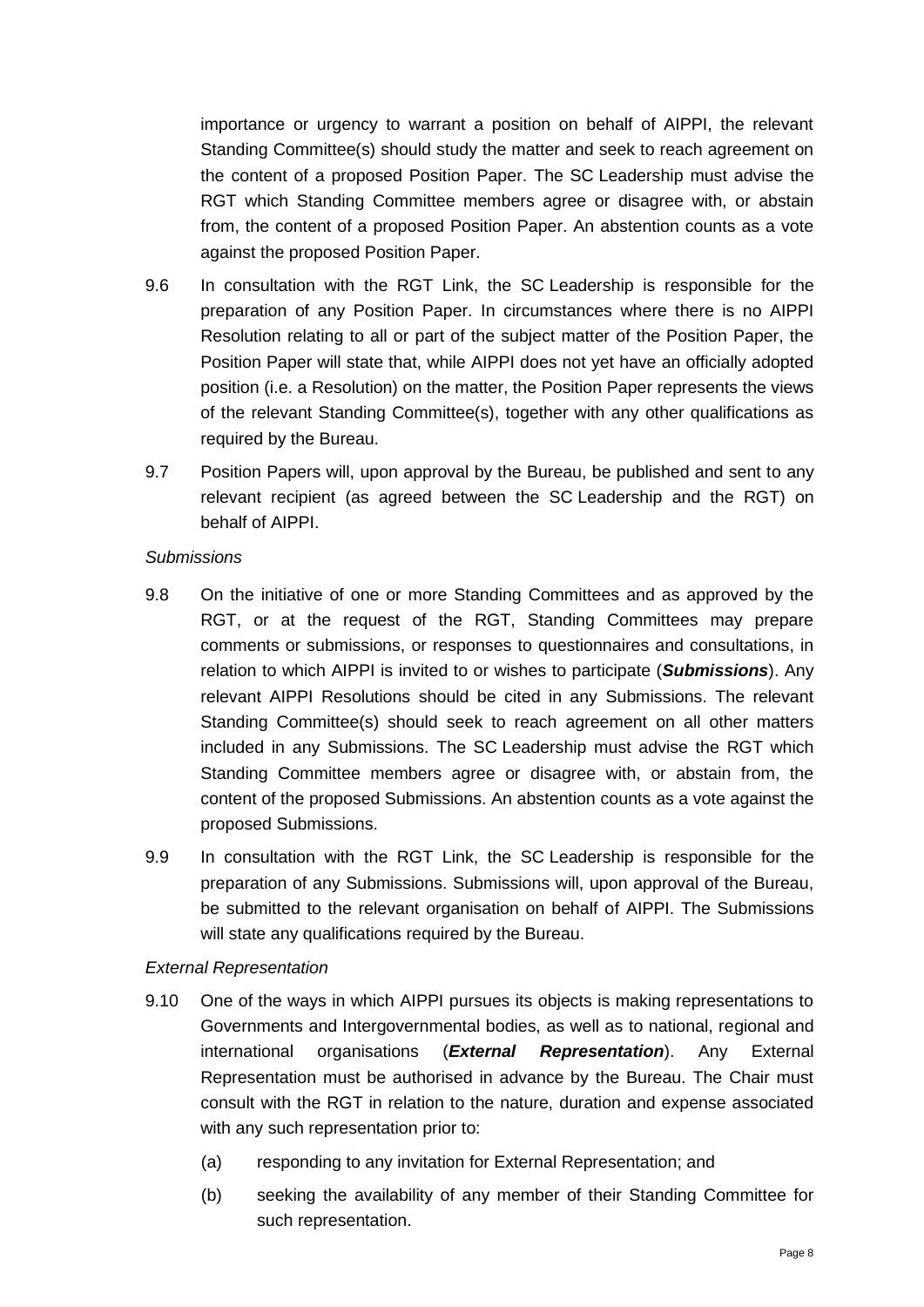importance or urgency to warrant a position on behalf of AIPPI, the relevant Standing Committee(s) should study the matter and seek to reach agreement on the content of a proposed Position Paper. The SC Leadership must advise the RGT which Standing Committee members agree or disagree with, or abstain from, the content of a proposed Position Paper. An abstention counts as a vote against the proposed Position Paper.

9.6 In consultation with the RGT Link, the SC Leadership is responsible for the preparation of any Position Paper. In circumstances where there is no AIPPI Resolution relating to all or part of the subject matter of the Position Paper, the Position Paper will state that, while AIPPI does not yet have an officially adopted position (i.e. a Resolution) on the matter, the Position Paper represents the views of the relevant Standing Committee(s), together with any other qualifications as required by the Bureau.

9.7 Position Papers will, upon approval by the Bureau, be published and sent to any relevant recipient (as agreed between the SC Leadership and the RGT) on behalf of AIPPI.

*Submissions*

9.8 On the initiative of one or more Standing Committees and as approved by the RGT, or at the request of the RGT, Standing Committees may prepare comments or submissions, or responses to questionnaires and consultations, in relation to which AIPPI is invited to or wishes to participate (***Submissions***). Any relevant AIPPI Resolutions should be cited in any Submissions. The relevant Standing Committee(s) should seek to reach agreement on all other matters included in any Submissions. The SC Leadership must advise the RGT which Standing Committee members agree or disagree with, or abstain from, the content of the proposed Submissions. An abstention counts as a vote against the proposed Submissions.

9.9 In consultation with the RGT Link, the SC Leadership is responsible for the preparation of any Submissions. Submissions will, upon approval of the Bureau, be submitted to the relevant organisation on behalf of AIPPI. The Submissions will state any qualifications required by the Bureau.

*External Representation*

9.10 One of the ways in which AIPPI pursues its objects is making representations to Governments and Intergovernmental bodies, as well as to national, regional and international organisations (***External Representation***). Any External Representation must be authorised in advance by the Bureau. The Chair must consult with the RGT in relation to the nature, duration and expense associated with any such representation prior to:

(a) responding to any invitation for External Representation; and

(b) seeking the availability of any member of their Standing Committee for such representation.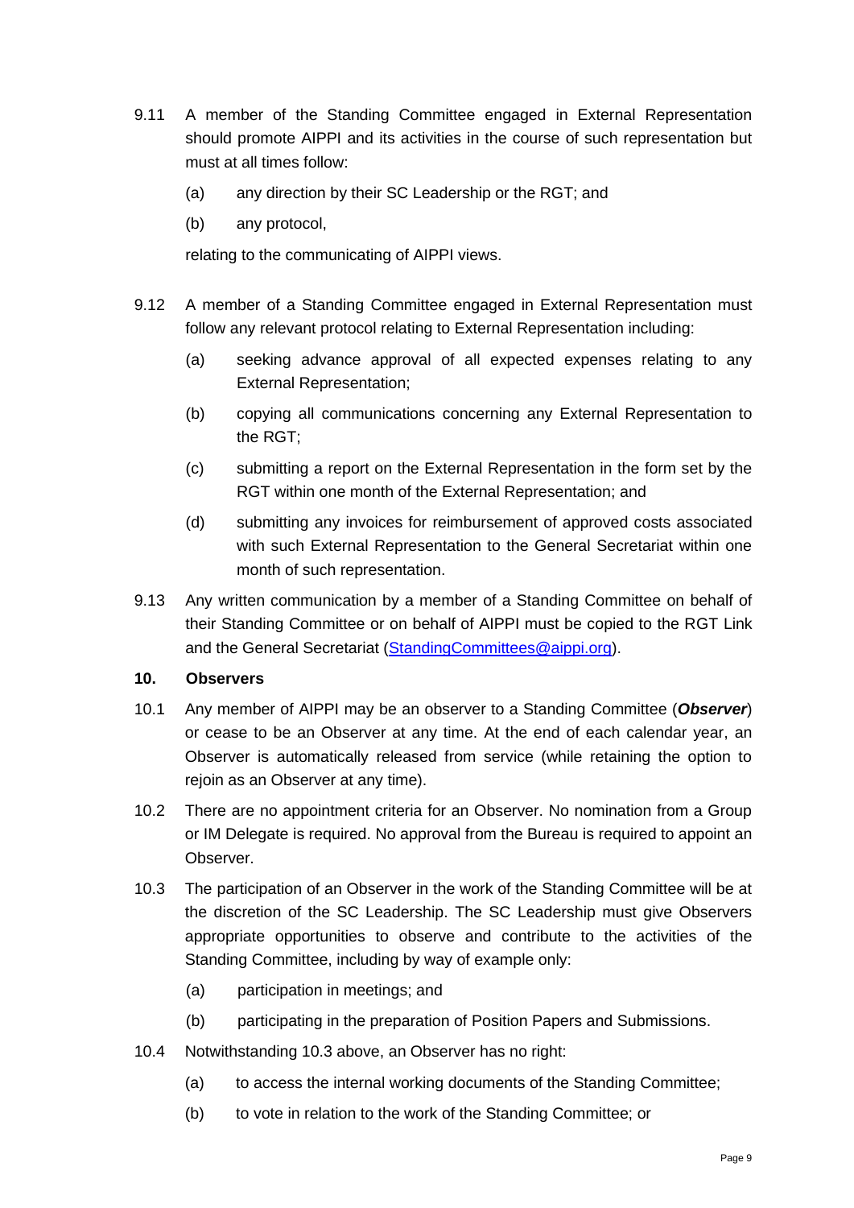9.11 A member of the Standing Committee engaged in External Representation should promote AIPPI and its activities in the course of such representation but must at all times follow:

  (a) any direction by their SC Leadership or the RGT; and

  (b) any protocol,

  relating to the communicating of AIPPI views.

9.12 A member of a Standing Committee engaged in External Representation must follow any relevant protocol relating to External Representation including:

  (a) seeking advance approval of all expected expenses relating to any External Representation;

  (b) copying all communications concerning any External Representation to the RGT;

  (c) submitting a report on the External Representation in the form set by the RGT within one month of the External Representation; and

  (d) submitting any invoices for reimbursement of approved costs associated with such External Representation to the General Secretariat within one month of such representation.

9.13 Any written communication by a member of a Standing Committee on behalf of their Standing Committee or on behalf of AIPPI must be copied to the RGT Link and the General Secretariat (StandingCommittees@aippi.org).

**10. Observers**

10.1 Any member of AIPPI may be an observer to a Standing Committee (***Observer***) or cease to be an Observer at any time. At the end of each calendar year, an Observer is automatically released from service (while retaining the option to rejoin as an Observer at any time).

10.2 There are no appointment criteria for an Observer. No nomination from a Group or IM Delegate is required. No approval from the Bureau is required to appoint an Observer.

10.3 The participation of an Observer in the work of the Standing Committee will be at the discretion of the SC Leadership. The SC Leadership must give Observers appropriate opportunities to observe and contribute to the activities of the Standing Committee, including by way of example only:

  (a) participation in meetings; and

  (b) participating in the preparation of Position Papers and Submissions.

10.4 Notwithstanding 10.3 above, an Observer has no right:

  (a) to access the internal working documents of the Standing Committee;

  (b) to vote in relation to the work of the Standing Committee; or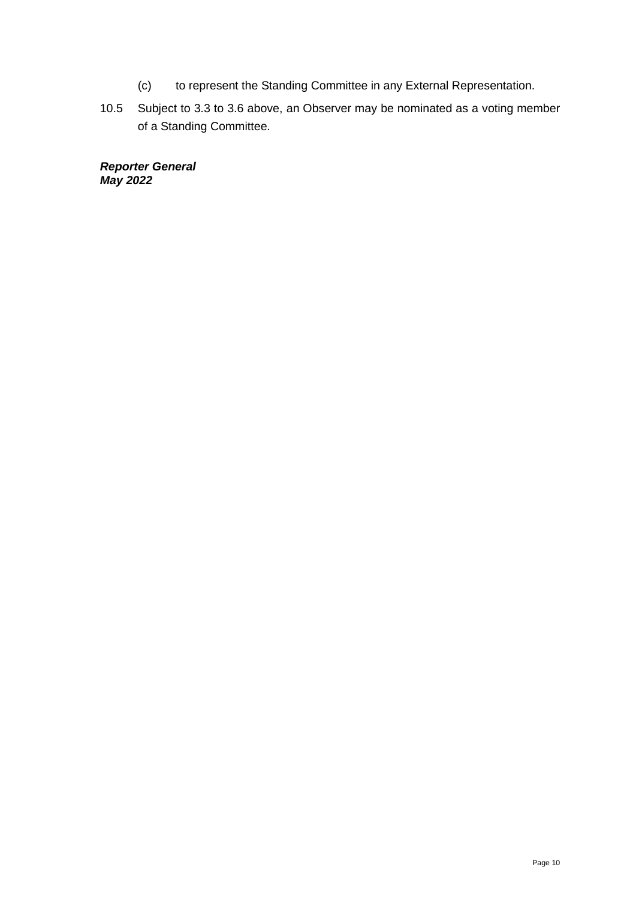(c) to represent the Standing Committee in any External Representation.

10.5 Subject to 3.3 to 3.6 above, an Observer may be nominated as a voting member of a Standing Committee.

***Reporter General***
***May 2022***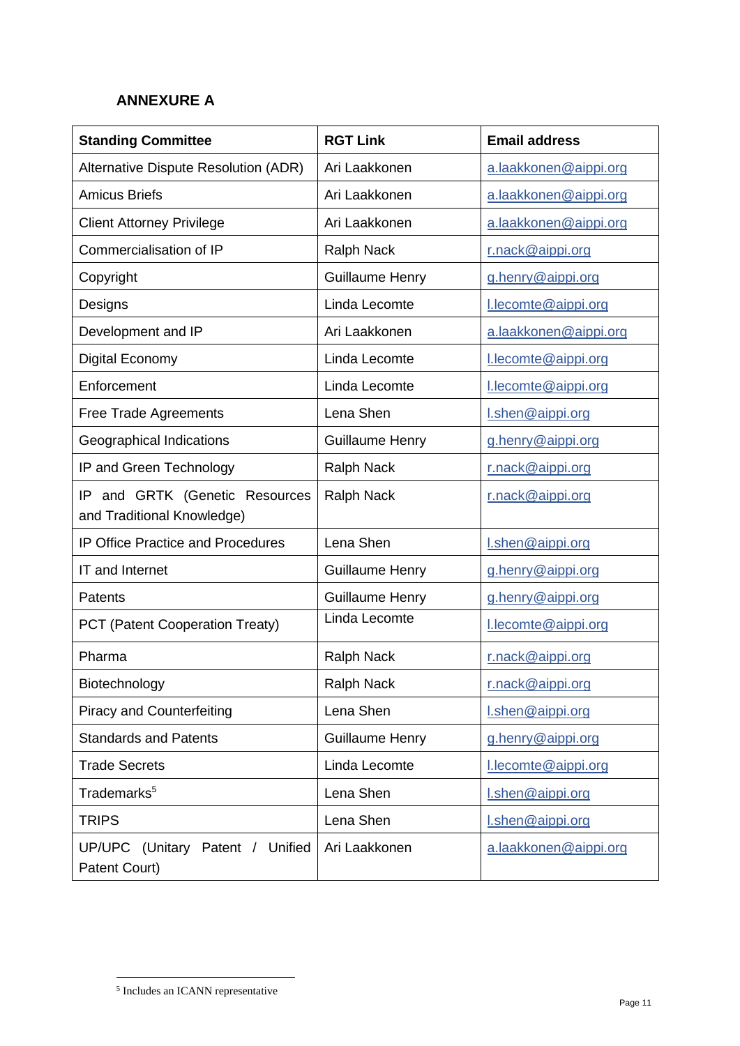**ANNEXURE A**

| Standing Committee | RGT Link | Email address |
|---|---|---|
| Alternative Dispute Resolution (ADR) | Ari Laakkonen | a.laakkonen@aippi.org |
| Amicus Briefs | Ari Laakkonen | a.laakkonen@aippi.org |
| Client Attorney Privilege | Ari Laakkonen | a.laakkonen@aippi.org |
| Commercialisation of IP | Ralph Nack | r.nack@aippi.org |
| Copyright | Guillaume Henry | g.henry@aippi.org |
| Designs | Linda Lecomte | l.lecomte@aippi.org |
| Development and IP | Ari Laakkonen | a.laakkonen@aippi.org |
| Digital Economy | Linda Lecomte | l.lecomte@aippi.org |
| Enforcement | Linda Lecomte | l.lecomte@aippi.org |
| Free Trade Agreements | Lena Shen | l.shen@aippi.org |
| Geographical Indications | Guillaume Henry | g.henry@aippi.org |
| IP and Green Technology | Ralph Nack | r.nack@aippi.org |
| IP and GRTK (Genetic Resources and Traditional Knowledge) | Ralph Nack | r.nack@aippi.org |
| IP Office Practice and Procedures | Lena Shen | l.shen@aippi.org |
| IT and Internet | Guillaume Henry | g.henry@aippi.org |
| Patents | Guillaume Henry | g.henry@aippi.org |
| PCT (Patent Cooperation Treaty) | Linda Lecomte | l.lecomte@aippi.org |
| Pharma | Ralph Nack | r.nack@aippi.org |
| Biotechnology | Ralph Nack | r.nack@aippi.org |
| Piracy and Counterfeiting | Lena Shen | l.shen@aippi.org |
| Standards and Patents | Guillaume Henry | g.henry@aippi.org |
| Trade Secrets | Linda Lecomte | l.lecomte@aippi.org |
| Trademarks[5] | Lena Shen | l.shen@aippi.org |
| TRIPS | Lena Shen | l.shen@aippi.org |
| UP/UPC (Unitary Patent / Unified Patent Court) | Ari Laakkonen | a.laakkonen@aippi.org |

[5] Includes an ICANN representative